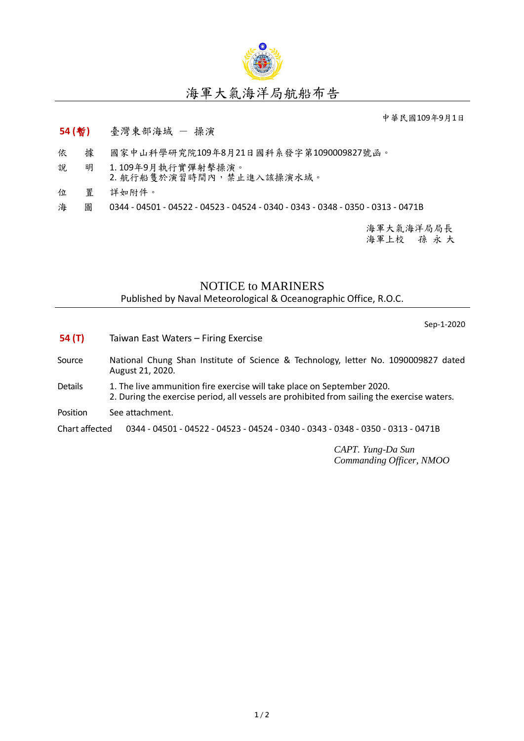# 海軍大氣海洋局航船布告

中華民國109年9月1日

**54 (暫)** 臺灣東部海域 － 操演

依　　據　國家中山科學研究院109年8月21日國科系發字第1090009827號函。

說　　明　1. 109年9月執行實彈射擊操演。
　　　　　2. 航行船隻於演習時間內，禁止進入該操演水域。

位　　置　詳如附件。

海　　圖　0344 - 04501 - 04522 - 04523 - 04524 - 0340 - 0343 - 0348 - 0350 - 0313 - 0471B

海軍大氣海洋局局長
海軍上校　孫 永 大

## NOTICE to MARINERS

Published by Naval Meteorological & Oceanographic Office, R.O.C.

Sep-1-2020

**54 (T)** Taiwan East Waters – Firing Exercise

Source: National Chung Shan Institute of Science & Technology, letter No. 1090009827 dated August 21, 2020.

Details:
1. The live ammunition fire exercise will take place on September 2020.
2. During the exercise period, all vessels are prohibited from sailing the exercise waters.

Position: See attachment.

Chart affected: 0344 - 04501 - 04522 - 04523 - 04524 - 0340 - 0343 - 0348 - 0350 - 0313 - 0471B

*CAPT. Yung-Da Sun*
*Commanding Officer, NMOO*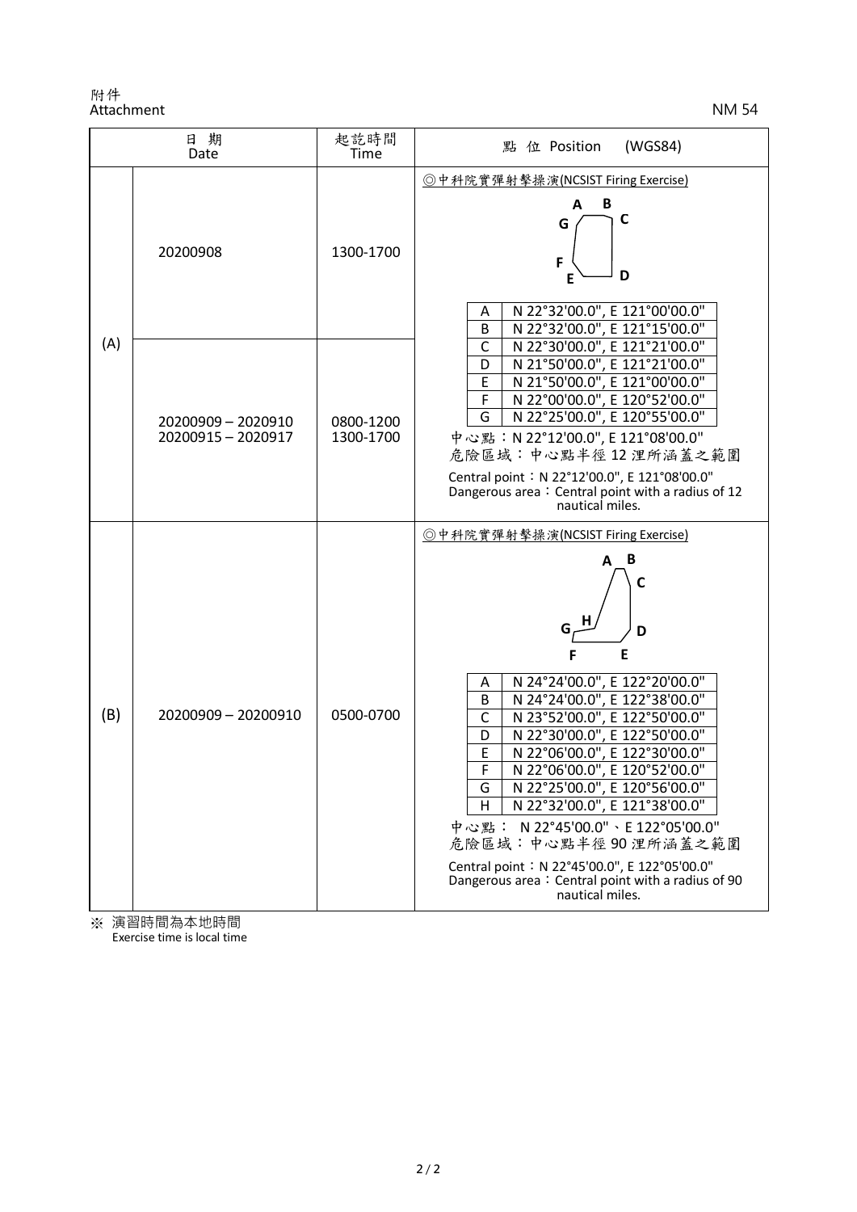附件
Attachment

NM 54

| | 日 期 Date | 起訖時間 Time | 點 位 Position (WGS84) |
|---|---|---|---|
| (A) | 20200908 | 1300-1700 | ◎中科院實彈射擊操演(NCSIST Firing Exercise)<br>A N 22°32'00.0", E 121°00'00.0"<br>B N 22°32'00.0", E 121°15'00.0"<br>C N 22°30'00.0", E 121°21'00.0"<br>D N 21°50'00.0", E 121°21'00.0"<br>E N 21°50'00.0", E 121°00'00.0"<br>F N 22°00'00.0", E 120°52'00.0"<br>G N 22°25'00.0", E 120°55'00.0"<br>中心點：N 22°12'00.0", E 121°08'00.0"<br>危險區域：中心點半徑 12 浬所涵蓋之範圍<br>Central point：N 22°12'00.0", E 121°08'00.0"<br>Dangerous area：Central point with a radius of 12 nautical miles. |
| | 20200909 – 2020910<br>20200915 – 2020917 | 0800-1200<br>1300-1700 | |
| (B) | 20200909 – 20200910 | 0500-0700 | ◎中科院實彈射擊操演(NCSIST Firing Exercise)<br>A N 24°24'00.0", E 122°20'00.0"<br>B N 24°24'00.0", E 122°38'00.0"<br>C N 23°52'00.0", E 122°50'00.0"<br>D N 22°30'00.0", E 122°50'00.0"<br>E N 22°06'00.0", E 122°30'00.0"<br>F N 22°06'00.0", E 120°52'00.0"<br>G N 22°25'00.0", E 120°56'00.0"<br>H N 22°32'00.0", E 121°38'00.0"<br>中心點： N 22°45'00.0"、E 122°05'00.0"<br>危險區域：中心點半徑 90 浬所涵蓋之範圍<br>Central point：N 22°45'00.0", E 122°05'00.0"<br>Dangerous area：Central point with a radius of 90 nautical miles. |

※ 演習時間為本地時間
Exercise time is local time